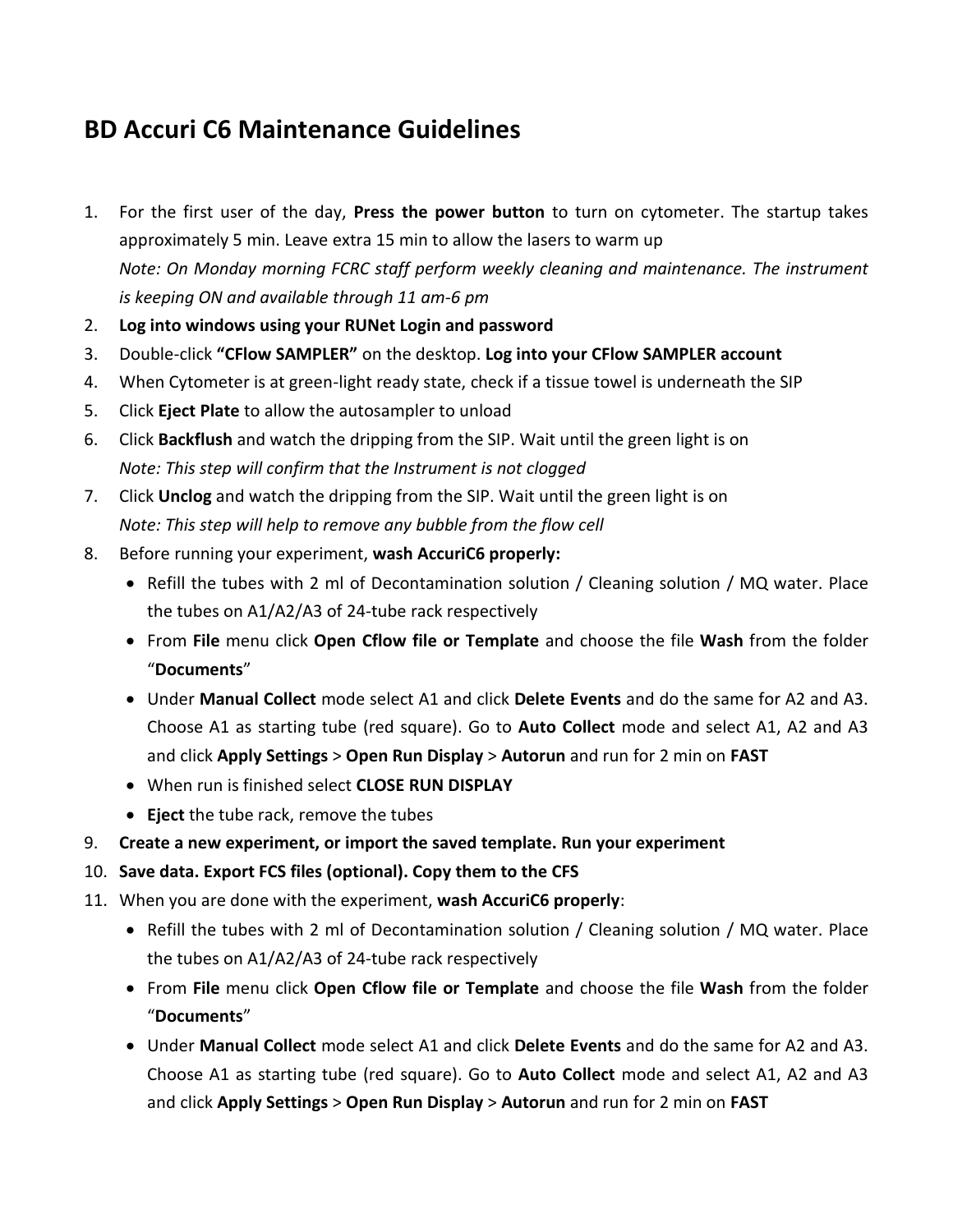# BD Accuri C6 Maintenance Guidelines

1. For the first user of the day, **Press the power button** to turn on cytometer. The startup takes approximately 5 min. Leave extra 15 min to allow the lasers to warm up
   *Note: On Monday morning FCRC staff perform weekly cleaning and maintenance. The instrument is keeping ON and available through 11 am-6 pm*
2. **Log into windows using your RUNet Login and password**
3. Double-click **"CFlow SAMPLER"** on the desktop. **Log into your CFlow SAMPLER account**
4. When Cytometer is at green-light ready state, check if a tissue towel is underneath the SIP
5. Click **Eject Plate** to allow the autosampler to unload
6. Click **Backflush** and watch the dripping from the SIP. Wait until the green light is on
   *Note: This step will confirm that the Instrument is not clogged*
7. Click **Unclog** and watch the dripping from the SIP. Wait until the green light is on
   *Note: This step will help to remove any bubble from the flow cell*
8. Before running your experiment, **wash AccuriC6 properly:**
   - Refill the tubes with 2 ml of Decontamination solution / Cleaning solution / MQ water. Place the tubes on A1/A2/A3 of 24-tube rack respectively
   - From **File** menu click **Open Cflow file or Template** and choose the file **Wash** from the folder "**Documents**"
   - Under **Manual Collect** mode select A1 and click **Delete Events** and do the same for A2 and A3. Choose A1 as starting tube (red square). Go to **Auto Collect** mode and select A1, A2 and A3 and click **Apply Settings** > **Open Run Display** > **Autorun** and run for 2 min on **FAST**
   - When run is finished select **CLOSE RUN DISPLAY**
   - **Eject** the tube rack, remove the tubes
9. **Create a new experiment, or import the saved template. Run your experiment**
10. **Save data. Export FCS files (optional). Copy them to the CFS**
11. When you are done with the experiment, **wash AccuriC6 properly**:
    - Refill the tubes with 2 ml of Decontamination solution / Cleaning solution / MQ water. Place the tubes on A1/A2/A3 of 24-tube rack respectively
    - From **File** menu click **Open Cflow file or Template** and choose the file **Wash** from the folder "**Documents**"
    - Under **Manual Collect** mode select A1 and click **Delete Events** and do the same for A2 and A3. Choose A1 as starting tube (red square). Go to **Auto Collect** mode and select A1, A2 and A3 and click **Apply Settings** > **Open Run Display** > **Autorun** and run for 2 min on **FAST**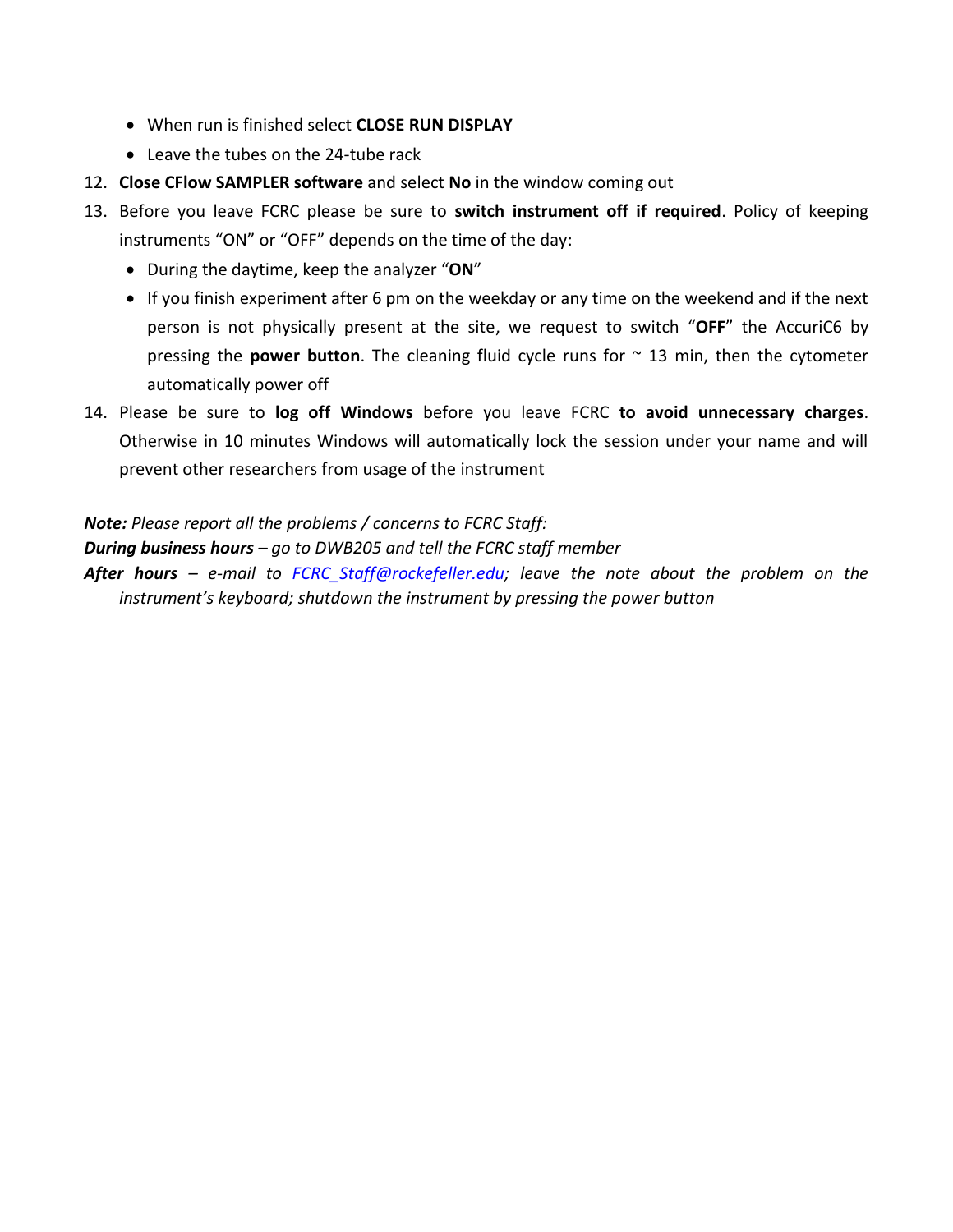- When run is finished select **CLOSE RUN DISPLAY**
- Leave the tubes on the 24-tube rack

12. **Close CFlow SAMPLER software** and select **No** in the window coming out
13. Before you leave FCRC please be sure to **switch instrument off if required**. Policy of keeping instruments "ON" or "OFF" depends on the time of the day:
    - During the daytime, keep the analyzer "**ON**"
    - If you finish experiment after 6 pm on the weekday or any time on the weekend and if the next person is not physically present at the site, we request to switch "**OFF**" the AccuriC6 by pressing the **power button**. The cleaning fluid cycle runs for ~ 13 min, then the cytometer automatically power off
14. Please be sure to **log off Windows** before you leave FCRC **to avoid unnecessary charges**. Otherwise in 10 minutes Windows will automatically lock the session under your name and will prevent other researchers from usage of the instrument

***Note:*** *Please report all the problems / concerns to FCRC Staff:*

***During business hours*** *– go to DWB205 and tell the FCRC staff member*

***After hours*** *– e-mail to [FCRC_Staff@rockefeller.edu](mailto:FCRC_Staff@rockefeller.edu); leave the note about the problem on the instrument's keyboard; shutdown the instrument by pressing the power button*